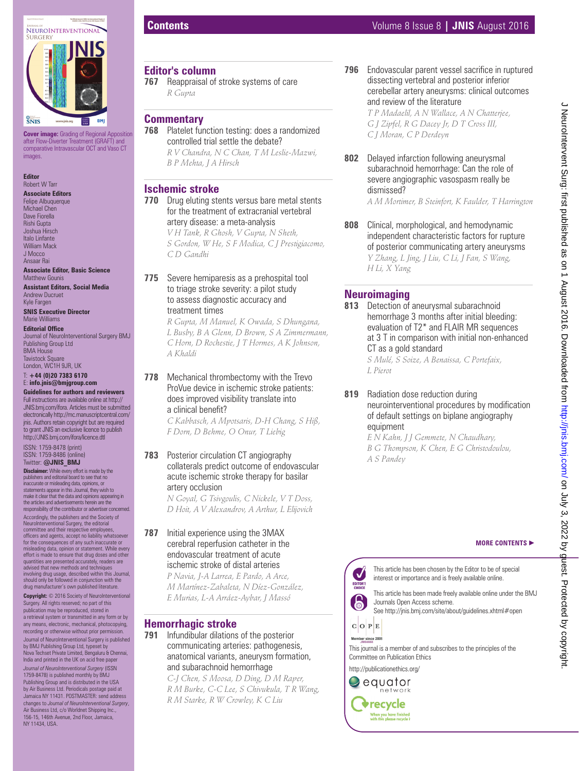**Cover image:** Grading of Regional Apposition after Flow-Diverter Treatment (GRAFT) and comparative Intravascular OCT and Vaso CT images.

**Editor**
Robert W Tarr

**Associate Editors**
Felipe Albuquerque
Michael Chen
Dave Fiorella
Rishi Gupta
Joshua Hirsch
Italo Linfante
William Mack
J Mocco
Ansaar Rai

**Associate Editor, Basic Science**
Matthew Gounis

**Assistant Editors, Social Media**
Andrew Ducruet
Kyle Fargen

**SNIS Executive Director**
Marie Williams

**Editorial Office**
Journal of NeuroInterventional Surgery BMJ Publishing Group Ltd
BMA House
Tavistock Square
London, WC1H 9JR, UK

T: **+44 (0)20 7383 6170**
E: **info.jnis@bmjgroup.com**

**Guidelines for authors and reviewers**
Full instructions are available online at http://JNIS.bmj.com/ifora. Articles must be submitted electronically http://mc.manuscriptcentral.com/jnis. Authors retain copyright but are required to grant JNIS an exclusive licence to publish http://JNIS.bmj.com/ifora/licence.dtl

ISSN: 1759-8478 (print)
ISSN: 1759-8486 (online)
Twitter: **@JNIS_BMJ**

**Disclaimer:** While every effort is made by the publishers and editorial board to see that no inaccurate or misleading data, opinions, or statements appear in this Journal, they wish to make it clear that the data and opinions appearing in the articles and advertisements herein are the responsibility of the contributor or advertiser concerned. Accordingly, the publishers and the Society of NeuroInterventional Surgery, the editorial committee and their respective employees, officers and agents, accept no liability whatsoever for the consequences of any such inaccurate or misleading data, opinion or statement. While every effort is made to ensure that drug doses and other quantities are presented accurately, readers are advised that new methods and techniques involving drug usage, described within this Journal, should only be followed in conjunction with the drug manufacturer's own published literature.

**Copyright:** © 2016 Society of NeuroInterventional Surgery. All rights reserved; no part of this publication may be reproduced, stored in a retrieval system or transmitted in any form or by any means, electronic, mechanical, photocopying, recording or otherwise without prior permission.

Journal of NeuroInterventional Surgery is published by BMJ Publishing Group Ltd, typeset by Nova Techset Private Limited, Bengaluru & Chennai, India and printed in the UK on acid free paper

*Journal of NeuroInterventional Surgery* (ISSN 1759-8478) is published monthly by BMJ Publishing Group and is distributed in the USA by Air Business Ltd. Periodicals postage paid at Jamaica NY 11431. POSTMASTER: send address changes to *Journal of NeuroInterventional Surgery*, Air Business Ltd, c/o Worldnet Shipping Inc., 156-15, 146th Avenue, 2nd Floor, Jamaica, NY 11434, USA.

# Contents

## Editor's column

**767** Reappraisal of stroke systems of care
*R Gupta*

## Commentary

**768** Platelet function testing: does a randomized controlled trial settle the debate?
*R V Chandra, N C Chan, T M Leslie-Mazwi, B P Mehta, J A Hirsch*

## Ischemic stroke

**770** Drug eluting stents versus bare metal stents for the treatment of extracranial vertebral artery disease: a meta-analysis
*V H Tank, R Ghosh, V Gupta, N Sheth, S Gordon, W He, S F Modica, C J Prestigiacomo, C D Gandhi*

**775** Severe hemiparesis as a prehospital tool to triage stroke severity: a pilot study to assess diagnostic accuracy and treatment times
*R Gupta, M Manuel, K Owada, S Dhungana, L Busby, B A Glenn, D Brown, S A Zimmermann, C Horn, D Rochestie, J T Hormes, A K Johnson, A Khaldi*

**778** Mechanical thrombectomy with the Trevo ProVue device in ischemic stroke patients: does improved visibility translate into a clinical benefit?
*C Kabbasch, A Mpotsaris, D-H Chang, S Hiß, F Dorn, D Behme, O Onur, T Liebig*

**783** Posterior circulation CT angiography collaterals predict outcome of endovascular acute ischemic stroke therapy for basilar artery occlusion
*N Goyal, G Tsivgoulis, C Nickele, V T Doss, D Hoit, A V Alexandrov, A Arthur, L Elijovich*

**787** Initial experience using the 3MAX cerebral reperfusion catheter in the endovascular treatment of acute ischemic stroke of distal arteries
*P Navia, J-A Larrea, E Pardo, A Arce, M Martínez-Zabaleta, N Díez-González, E Murias, L-A Arráez-Aybar, J Massó*

## Hemorrhagic stroke

**791** Infundibular dilations of the posterior communicating arteries: pathogenesis, anatomical variants, aneurysm formation, and subarachnoid hemorrhage
*C-J Chen, S Moosa, D Ding, D M Raper, R M Burke, C-C Lee, S Chivukula, T R Wang, R M Starke, R W Crowley, K C Liu*

**796** Endovascular parent vessel sacrifice in ruptured dissecting vertebral and posterior inferior cerebellar artery aneurysms: clinical outcomes and review of the literature
*T P Madaelil, A N Wallace, A N Chatterjee, G J Zipfel, R G Dacey Jr, D T Cross III, C J Moran, C P Derdeyn*

**802** Delayed infarction following aneurysmal subarachnoid hemorrhage: Can the role of severe angiographic vasospasm really be dismissed?
*A M Mortimer, B Steinfort, K Faulder, T Harrington*

**808** Clinical, morphological, and hemodynamic independent characteristic factors for rupture of posterior communicating artery aneurysms
*Y Zhang, L Jing, J Liu, C Li, J Fan, S Wang, H Li, X Yang*

## Neuroimaging

**813** Detection of aneurysmal subarachnoid hemorrhage 3 months after initial bleeding: evaluation of T2* and FLAIR MR sequences at 3 T in comparison with initial non-enhanced CT as a gold standard
*S Mulé, S Soize, A Benaissa, C Portefaix, L Pierot*

**819** Radiation dose reduction during neurointerventional procedures by modification of default settings on biplane angiography equipment
*E N Kahn, J J Gemmete, N Chaudhary, B G Thompson, K Chen, E G Christodoulou, A S Pandey*

**MORE CONTENTS ►**

This article has been chosen by the Editor to be of special interest or importance and is freely available online.

This article has been made freely available online under the BMJ Journals Open Access scheme.
See http://jnis.bmj.com/site/about/guidelines.xhtml#open

This journal is a member of and subscribes to the principles of the Committee on Publication Ethics

http://publicationethics.org/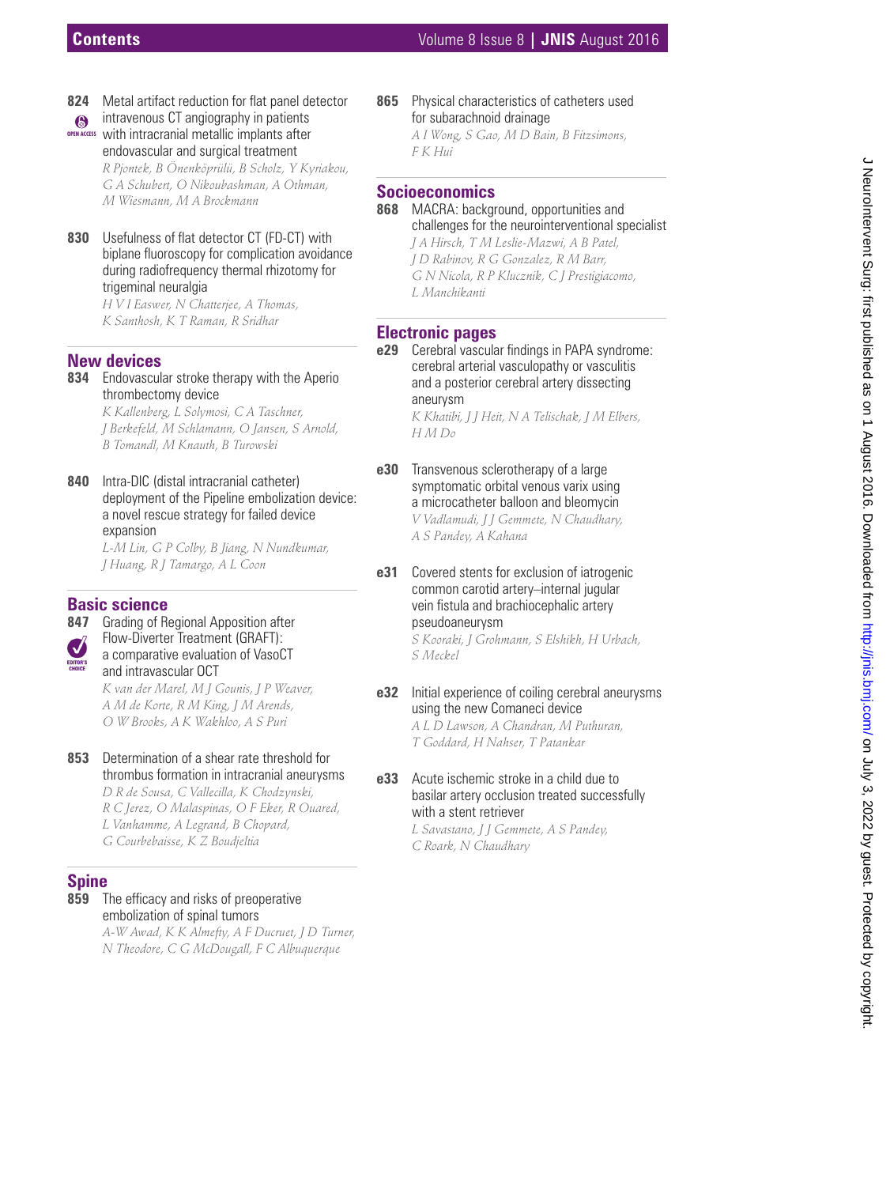**824** Metal artifact reduction for flat panel detector intravenous CT angiography in patients with intracranial metallic implants after endovascular and surgical treatment
*R Pjontek, B Önenköprülü, B Scholz, Y Kyriakou, G A Schubert, O Nikoubashman, A Othman, M Wiesmann, M A Brockmann*

**830** Usefulness of flat detector CT (FD-CT) with biplane fluoroscopy for complication avoidance during radiofrequency thermal rhizotomy for trigeminal neuralgia
*H V I Easwer, N Chatterjee, A Thomas, K Santhosh, K T Raman, R Sridhar*

## New devices

**834** Endovascular stroke therapy with the Aperio thrombectomy device
*K Kallenberg, L Solymosi, C A Taschner, J Berkefeld, M Schlamann, O Jansen, S Arnold, B Tomandl, M Knauth, B Turowski*

**840** Intra-DIC (distal intracranial catheter) deployment of the Pipeline embolization device: a novel rescue strategy for failed device expansion
*L-M Lin, G P Colby, B Jiang, N Nundkumar, J Huang, R J Tamargo, A L Coon*

## Basic science

**847** Grading of Regional Apposition after Flow-Diverter Treatment (GRAFT): a comparative evaluation of VasoCT and intravascular OCT
*K van der Marel, M J Gounis, J P Weaver, A M de Korte, R M King, J M Arends, O W Brooks, A K Wakhloo, A S Puri*

**853** Determination of a shear rate threshold for thrombus formation in intracranial aneurysms
*D R de Sousa, C Vallecilla, K Chodzynski, R C Jerez, O Malaspinas, O F Eker, R Ouared, L Vanhamme, A Legrand, B Chopard, G Courbebaisse, K Z Boudjeltia*

## Spine

**859** The efficacy and risks of preoperative embolization of spinal tumors
*A-W Awad, K K Almefty, A F Ducruet, J D Turner, N Theodore, C G McDougall, F C Albuquerque*

**865** Physical characteristics of catheters used for subarachnoid drainage
*A I Wong, S Gao, M D Bain, B Fitzsimons, F K Hui*

## Socioeconomics

**868** MACRA: background, opportunities and challenges for the neurointerventional specialist
*J A Hirsch, T M Leslie-Mazwi, A B Patel, J D Rabinov, R G Gonzalez, R M Barr, G N Nicola, R P Klucznik, C J Prestigiacomo, L Manchikanti*

## Electronic pages

**e29** Cerebral vascular findings in PAPA syndrome: cerebral arterial vasculopathy or vasculitis and a posterior cerebral artery dissecting aneurysm
*K Khatibi, J J Heit, N A Telischak, J M Elbers, H M Do*

**e30** Transvenous sclerotherapy of a large symptomatic orbital venous varix using a microcatheter balloon and bleomycin
*V Vadlamudi, J J Gemmete, N Chaudhary, A S Pandey, A Kahana*

**e31** Covered stents for exclusion of iatrogenic common carotid artery–internal jugular vein fistula and brachiocephalic artery pseudoaneurysm
*S Kooraki, J Grohmann, S Elshikh, H Urbach, S Meckel*

**e32** Initial experience of coiling cerebral aneurysms using the new Comaneci device
*A L D Lawson, A Chandran, M Puthuran, T Goddard, H Nahser, T Patankar*

**e33** Acute ischemic stroke in a child due to basilar artery occlusion treated successfully with a stent retriever
*L Savastano, J J Gemmete, A S Pandey, C Roark, N Chaudhary*